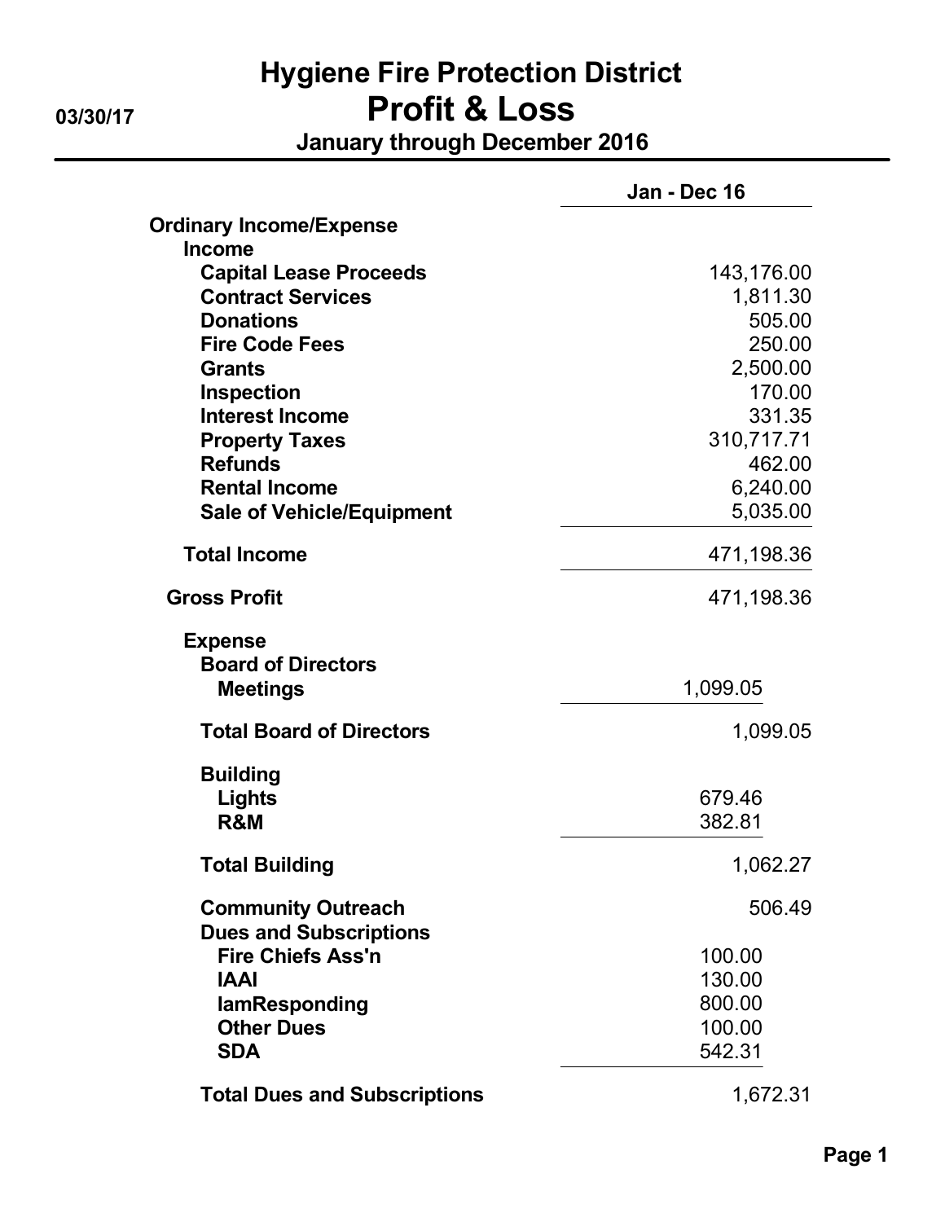# Hygiene Fire Protection District

03/30/17

## Profit & Loss

### January through December 2016

| | | Jan - Dec 16 |
|---|---|---|
| **Ordinary Income/Expense** | | |
| **Income** | | |
| **Capital Lease Proceeds** | | 143,176.00 |
| **Contract Services** | | 1,811.30 |
| **Donations** | | 505.00 |
| **Fire Code Fees** | | 250.00 |
| **Grants** | | 2,500.00 |
| **Inspection** | | 170.00 |
| **Interest Income** | | 331.35 |
| **Property Taxes** | | 310,717.71 |
| **Refunds** | | 462.00 |
| **Rental Income** | | 6,240.00 |
| **Sale of Vehicle/Equipment** | | 5,035.00 |
| **Total Income** | | 471,198.36 |
| **Gross Profit** | | 471,198.36 |
| **Expense** | | |
| **Board of Directors** | | |
| **Meetings** | 1,099.05 | |
| **Total Board of Directors** | | 1,099.05 |
| **Building** | | |
| **Lights** | 679.46 | |
| **R&M** | 382.81 | |
| **Total Building** | | 1,062.27 |
| **Community Outreach** | | 506.49 |
| **Dues and Subscriptions** | | |
| **Fire Chiefs Ass'n** | 100.00 | |
| **IAAI** | 130.00 | |
| **IamResponding** | 800.00 | |
| **Other Dues** | 100.00 | |
| **SDA** | 542.31 | |
| **Total Dues and Subscriptions** | | 1,672.31 |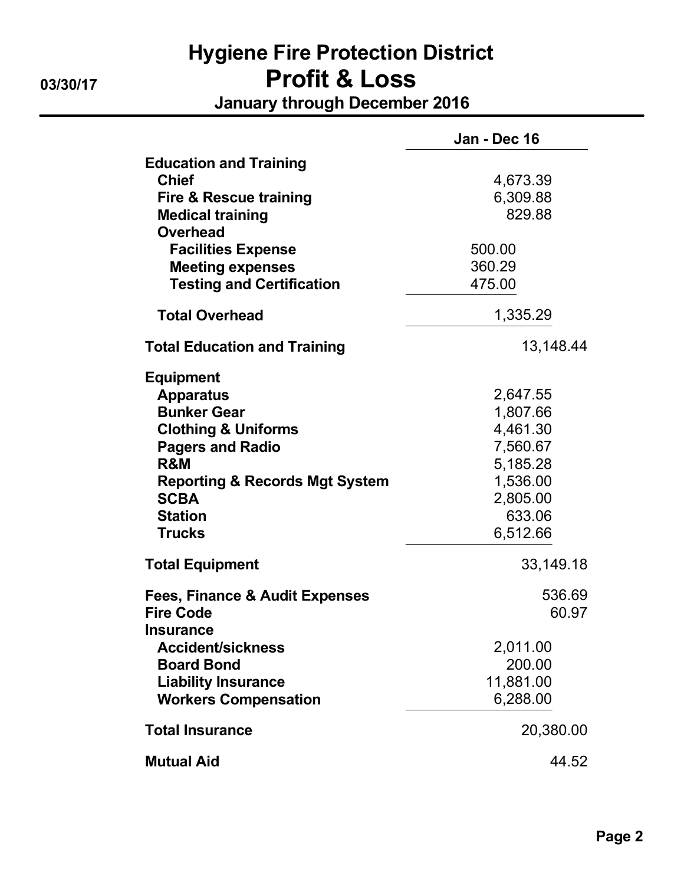# Hygiene Fire Protection District

## Profit & Loss

**January through December 2016**

03/30/17

| | | Jan - Dec 16 |
|---|---|---|
| **Education and Training** | | |
| **Chief** | | 4,673.39 |
| **Fire & Rescue training** | | 6,309.88 |
| **Medical training** | | 829.88 |
| **Overhead** | | |
| **Facilities Expense** | 500.00 | |
| **Meeting expenses** | 360.29 | |
| **Testing and Certification** | 475.00 | |
| **Total Overhead** | | 1,335.29 |
| **Total Education and Training** | | 13,148.44 |
| **Equipment** | | |
| **Apparatus** | | 2,647.55 |
| **Bunker Gear** | | 1,807.66 |
| **Clothing & Uniforms** | | 4,461.30 |
| **Pagers and Radio** | | 7,560.67 |
| **R&M** | | 5,185.28 |
| **Reporting & Records Mgt System** | | 1,536.00 |
| **SCBA** | | 2,805.00 |
| **Station** | | 633.06 |
| **Trucks** | | 6,512.66 |
| **Total Equipment** | | 33,149.18 |
| **Fees, Finance & Audit Expenses** | | 536.69 |
| **Fire Code** | | 60.97 |
| **Insurance** | | |
| **Accident/sickness** | | 2,011.00 |
| **Board Bond** | | 200.00 |
| **Liability Insurance** | | 11,881.00 |
| **Workers Compensation** | | 6,288.00 |
| **Total Insurance** | | 20,380.00 |
| **Mutual Aid** | | 44.52 |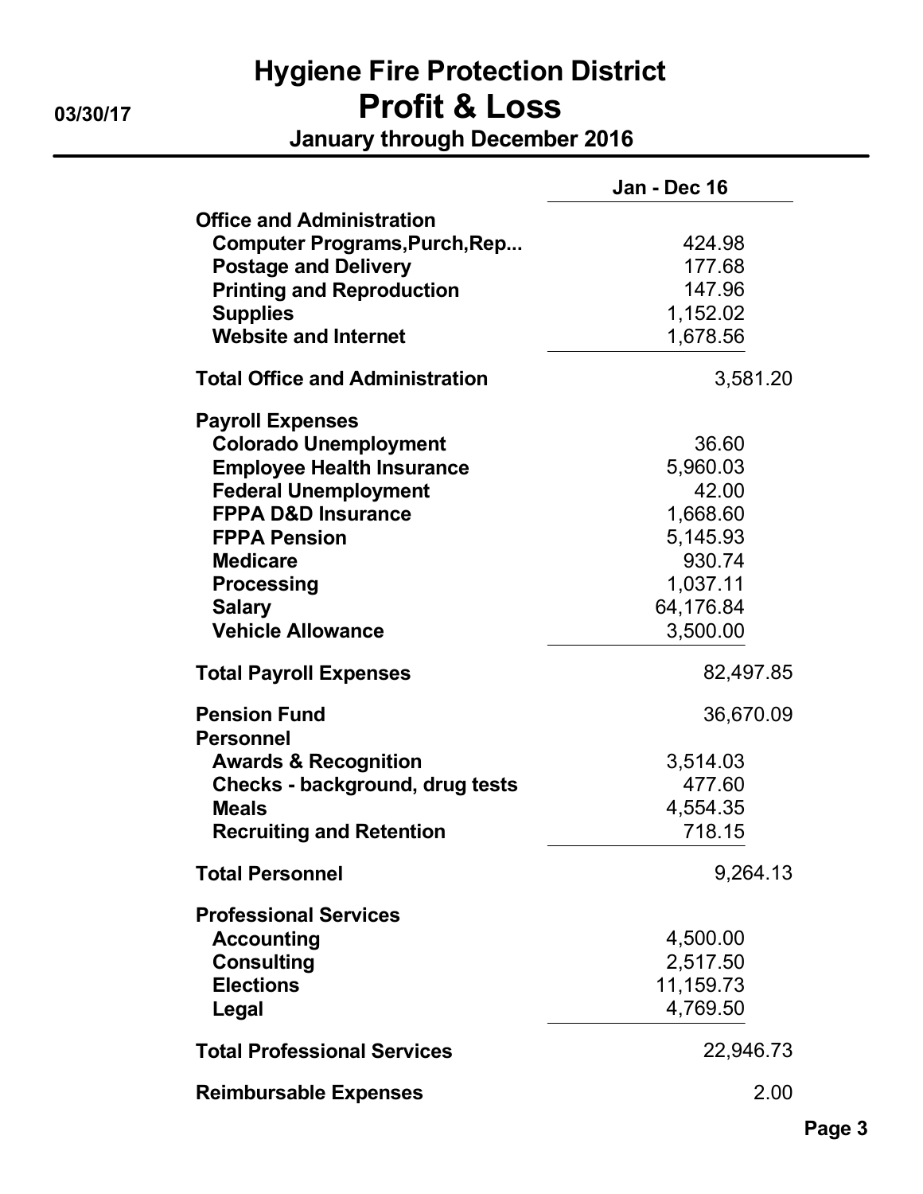# Hygiene Fire Protection District

## Profit & Loss

### January through December 2016

03/30/17

| | | Jan - Dec 16 |
|---|---|---|
| **Office and Administration** | | |
| **Computer Programs,Purch,Rep...** | 424.98 | |
| **Postage and Delivery** | 177.68 | |
| **Printing and Reproduction** | 147.96 | |
| **Supplies** | 1,152.02 | |
| **Website and Internet** | 1,678.56 | |
| **Total Office and Administration** | | 3,581.20 |
| **Payroll Expenses** | | |
| **Colorado Unemployment** | 36.60 | |
| **Employee Health Insurance** | 5,960.03 | |
| **Federal Unemployment** | 42.00 | |
| **FPPA D&D Insurance** | 1,668.60 | |
| **FPPA Pension** | 5,145.93 | |
| **Medicare** | 930.74 | |
| **Processing** | 1,037.11 | |
| **Salary** | 64,176.84 | |
| **Vehicle Allowance** | 3,500.00 | |
| **Total Payroll Expenses** | | 82,497.85 |
| **Pension Fund** | | 36,670.09 |
| **Personnel** | | |
| **Awards & Recognition** | 3,514.03 | |
| **Checks - background, drug tests** | 477.60 | |
| **Meals** | 4,554.35 | |
| **Recruiting and Retention** | 718.15 | |
| **Total Personnel** | | 9,264.13 |
| **Professional Services** | | |
| **Accounting** | 4,500.00 | |
| **Consulting** | 2,517.50 | |
| **Elections** | 11,159.73 | |
| **Legal** | 4,769.50 | |
| **Total Professional Services** | | 22,946.73 |
| **Reimbursable Expenses** | | 2.00 |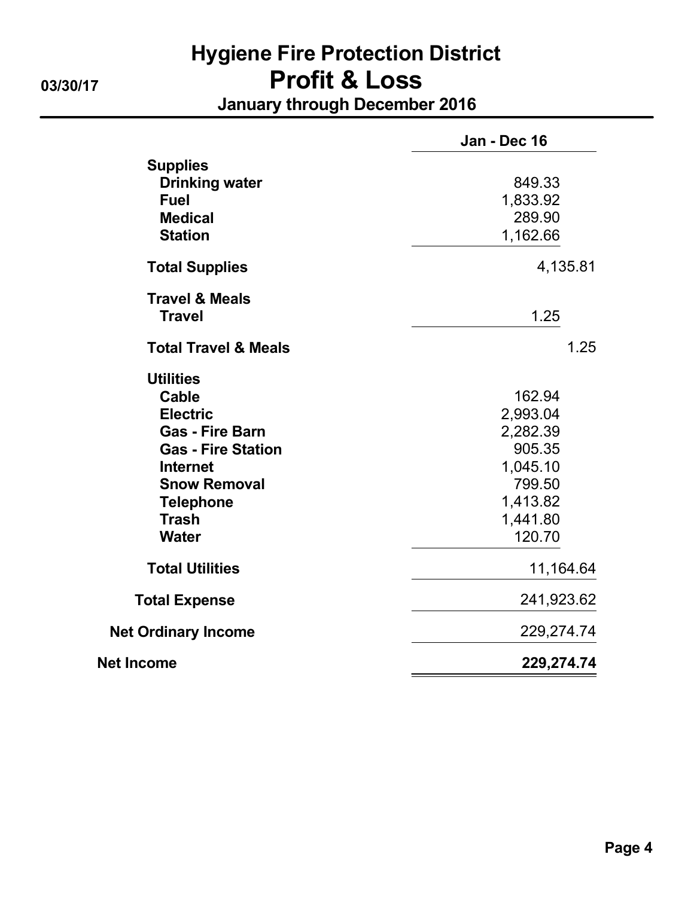# Hygiene Fire Protection District

03/30/17

## Profit & Loss

### January through December 2016

| | Jan - Dec 16 | |
|---|---|---|
| **Supplies** | | |
| **Drinking water** | 849.33 | |
| **Fuel** | 1,833.92 | |
| **Medical** | 289.90 | |
| **Station** | 1,162.66 | |
| **Total Supplies** | | 4,135.81 |
| **Travel & Meals** | | |
| **Travel** | 1.25 | |
| **Total Travel & Meals** | | 1.25 |
| **Utilities** | | |
| **Cable** | 162.94 | |
| **Electric** | 2,993.04 | |
| **Gas - Fire Barn** | 2,282.39 | |
| **Gas - Fire Station** | 905.35 | |
| **Internet** | 1,045.10 | |
| **Snow Removal** | 799.50 | |
| **Telephone** | 1,413.82 | |
| **Trash** | 1,441.80 | |
| **Water** | 120.70 | |
| **Total Utilities** | | 11,164.64 |
| **Total Expense** | | 241,923.62 |
| **Net Ordinary Income** | | 229,274.74 |
| **Net Income** | | **229,274.74** |